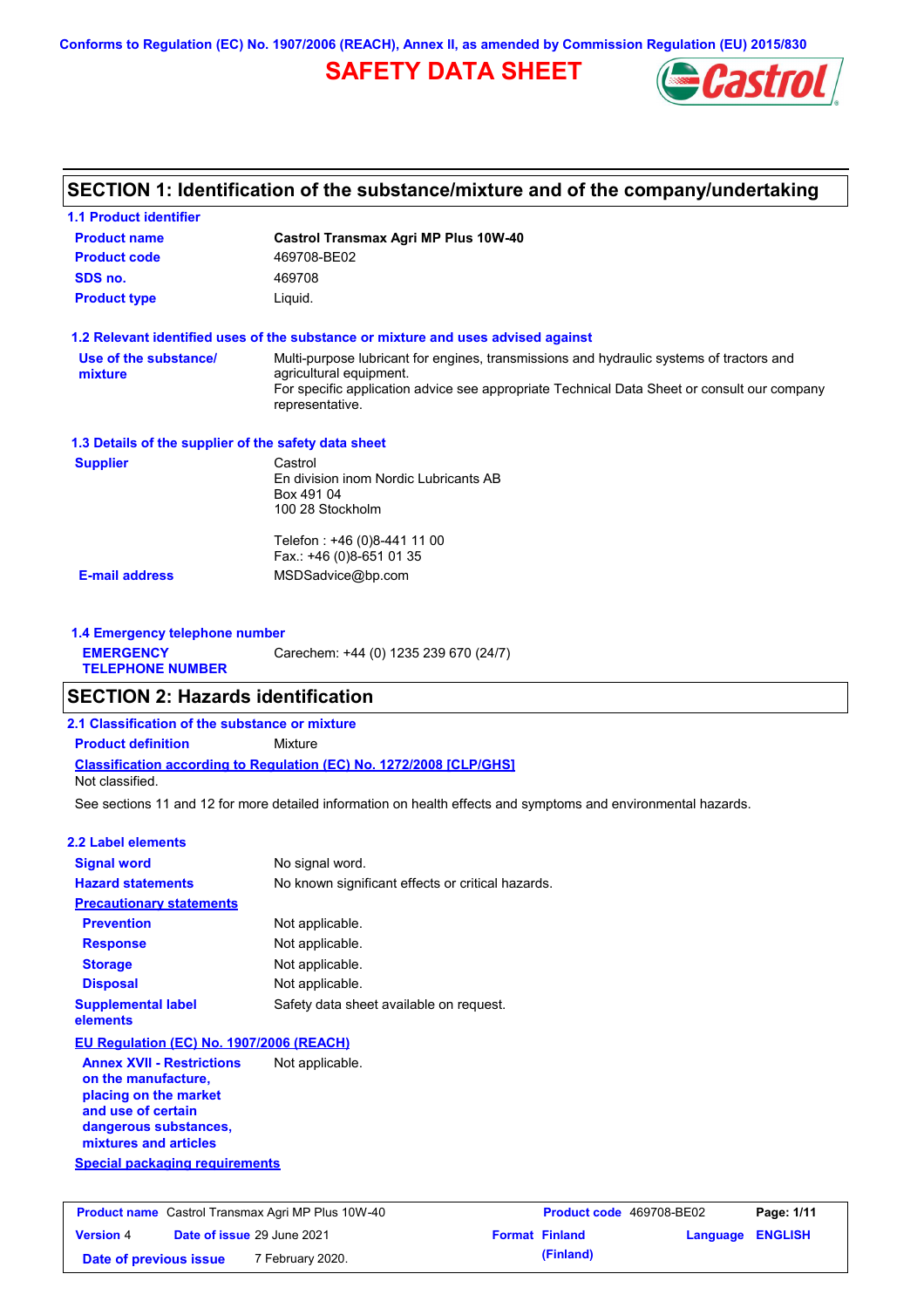Conforms to Regulation (EC) No. 1907/2006 (REACH), Annex II, as amended by Commission Regulation (EU) 2015/830

# SAFETY DATA SHEET

## SECTION 1: Identification of the substance/mixture and of the company/undertaking

### 1.1 Product identifier

| | |
|---|---|
| **Product name** | **Castrol Transmax Agri MP Plus 10W-40** |
| **Product code** | 469708-BE02 |
| **SDS no.** | 469708 |
| **Product type** | Liquid. |

### 1.2 Relevant identified uses of the substance or mixture and uses advised against

**Use of the substance/ mixture**: Multi-purpose lubricant for engines, transmissions and hydraulic systems of tractors and agricultural equipment.
For specific application advice see appropriate Technical Data Sheet or consult our company representative.

### 1.3 Details of the supplier of the safety data sheet

**Supplier**
Castrol
En division inom Nordic Lubricants AB
Box 491 04
100 28 Stockholm

Telefon : +46 (0)8-441 11 00
Fax.: +46 (0)8-651 01 35

**E-mail address**: MSDSadvice@bp.com

### 1.4 Emergency telephone number

**EMERGENCY TELEPHONE NUMBER**: Carechem: +44 (0) 1235 239 670 (24/7)

## SECTION 2: Hazards identification

### 2.1 Classification of the substance or mixture

**Product definition**: Mixture

**Classification according to Regulation (EC) No. 1272/2008 [CLP/GHS]**
Not classified.

See sections 11 and 12 for more detailed information on health effects and symptoms and environmental hazards.

### 2.2 Label elements

| | |
|---|---|
| **Signal word** | No signal word. |
| **Hazard statements** | No known significant effects or critical hazards. |
| **Precautionary statements** | |
| **Prevention** | Not applicable. |
| **Response** | Not applicable. |
| **Storage** | Not applicable. |
| **Disposal** | Not applicable. |
| **Supplemental label elements** | Safety data sheet available on request. |

**EU Regulation (EC) No. 1907/2006 (REACH)**

**Annex XVII - Restrictions on the manufacture, placing on the market and use of certain dangerous substances, mixtures and articles**: Not applicable.

**Special packaging requirements**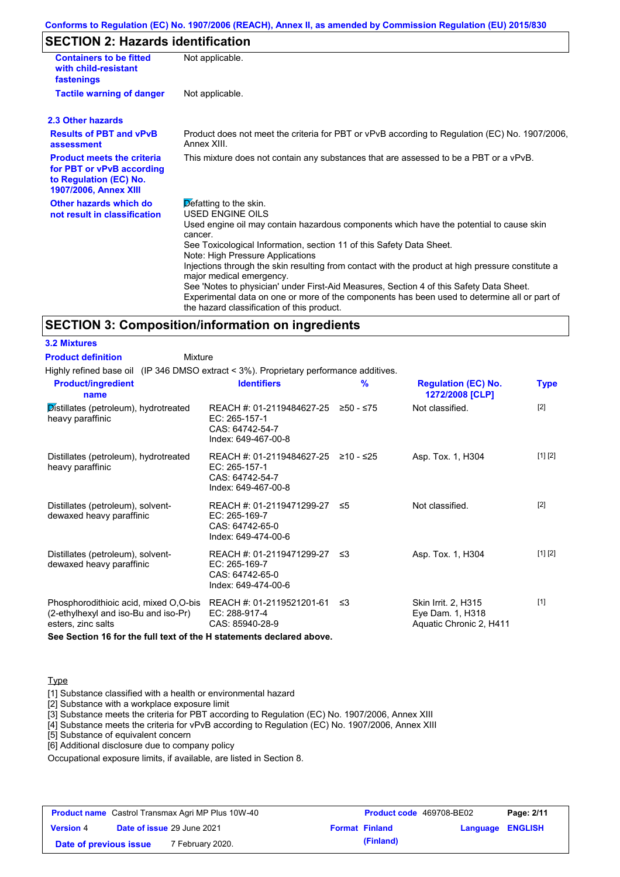Conforms to Regulation (EC) No. 1907/2006 (REACH), Annex II, as amended by Commission Regulation (EU) 2015/830

## SECTION 2: Hazards identification

| | |
|---|---|
| **Containers to be fitted with child-resistant fastenings** | Not applicable. |
| **Tactile warning of danger** | Not applicable. |

### 2.3 Other hazards

| | |
|---|---|
| **Results of PBT and vPvB assessment** | Product does not meet the criteria for PBT or vPvB according to Regulation (EC) No. 1907/2006, Annex XIII. |
| **Product meets the criteria for PBT or vPvB according to Regulation (EC) No. 1907/2006, Annex XIII** | This mixture does not contain any substances that are assessed to be a PBT or a vPvB. |
| **Other hazards which do not result in classification** | Defatting to the skin.<br>USED ENGINE OILS<br>Used engine oil may contain hazardous components which have the potential to cause skin cancer.<br>See Toxicological Information, section 11 of this Safety Data Sheet.<br>Note: High Pressure Applications<br>Injections through the skin resulting from contact with the product at high pressure constitute a major medical emergency.<br>See 'Notes to physician' under First-Aid Measures, Section 4 of this Safety Data Sheet.<br>Experimental data on one or more of the components has been used to determine all or part of the hazard classification of this product. |

## SECTION 3: Composition/information on ingredients

### 3.2 Mixtures

**Product definition** Mixture

Highly refined base oil (IP 346 DMSO extract < 3%). Proprietary performance additives.

| Product/ingredient name | Identifiers | % | Regulation (EC) No. 1272/2008 [CLP] | Type |
|---|---|---|---|---|
| Distillates (petroleum), hydrotreated heavy paraffinic | REACH #: 01-2119484627-25<br>EC: 265-157-1<br>CAS: 64742-54-7<br>Index: 649-467-00-8 | ≥50 - ≤75 | Not classified. | [2] |
| Distillates (petroleum), hydrotreated heavy paraffinic | REACH #: 01-2119484627-25<br>EC: 265-157-1<br>CAS: 64742-54-7<br>Index: 649-467-00-8 | ≥10 - ≤25 | Asp. Tox. 1, H304 | [1] [2] |
| Distillates (petroleum), solvent-dewaxed heavy paraffinic | REACH #: 01-2119471299-27<br>EC: 265-169-7<br>CAS: 64742-65-0<br>Index: 649-474-00-6 | ≤5 | Not classified. | [2] |
| Distillates (petroleum), solvent-dewaxed heavy paraffinic | REACH #: 01-2119471299-27<br>EC: 265-169-7<br>CAS: 64742-65-0<br>Index: 649-474-00-6 | ≤3 | Asp. Tox. 1, H304 | [1] [2] |
| Phosphorodithioic acid, mixed O,O-bis (2-ethylhexyl and iso-Bu and iso-Pr) esters, zinc salts | REACH #: 01-2119521201-61<br>EC: 288-917-4<br>CAS: 85940-28-9 | ≤3 | Skin Irrit. 2, H315<br>Eye Dam. 1, H318<br>Aquatic Chronic 2, H411 | [1] |

**See Section 16 for the full text of the H statements declared above.**

Type

[1] Substance classified with a health or environmental hazard
[2] Substance with a workplace exposure limit
[3] Substance meets the criteria for PBT according to Regulation (EC) No. 1907/2006, Annex XIII
[4] Substance meets the criteria for vPvB according to Regulation (EC) No. 1907/2006, Annex XIII
[5] Substance of equivalent concern
[6] Additional disclosure due to company policy

Occupational exposure limits, if available, are listed in Section 8.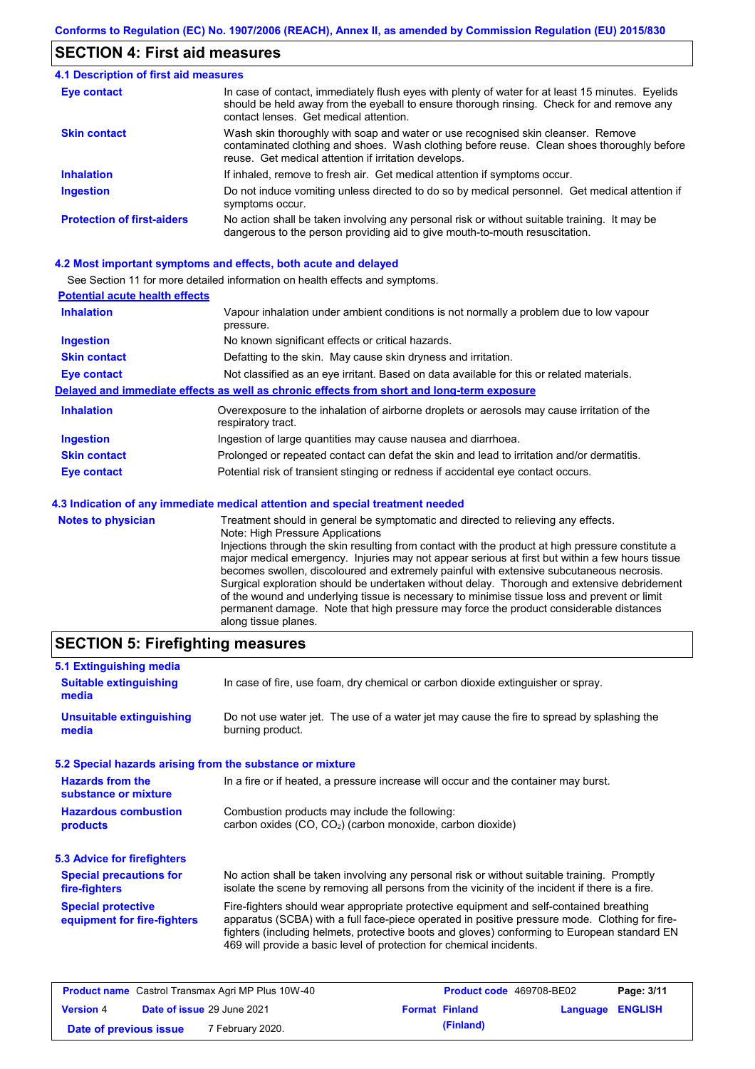## SECTION 4: First aid measures

### 4.1 Description of first aid measures

| | |
|---|---|
| **Eye contact** | In case of contact, immediately flush eyes with plenty of water for at least 15 minutes. Eyelids should be held away from the eyeball to ensure thorough rinsing. Check for and remove any contact lenses. Get medical attention. |
| **Skin contact** | Wash skin thoroughly with soap and water or use recognised skin cleanser. Remove contaminated clothing and shoes. Wash clothing before reuse. Clean shoes thoroughly before reuse. Get medical attention if irritation develops. |
| **Inhalation** | If inhaled, remove to fresh air. Get medical attention if symptoms occur. |
| **Ingestion** | Do not induce vomiting unless directed to do so by medical personnel. Get medical attention if symptoms occur. |
| **Protection of first-aiders** | No action shall be taken involving any personal risk or without suitable training. It may be dangerous to the person providing aid to give mouth-to-mouth resuscitation. |

### 4.2 Most important symptoms and effects, both acute and delayed

See Section 11 for more detailed information on health effects and symptoms.

**Potential acute health effects**

| | |
|---|---|
| **Inhalation** | Vapour inhalation under ambient conditions is not normally a problem due to low vapour pressure. |
| **Ingestion** | No known significant effects or critical hazards. |
| **Skin contact** | Defatting to the skin. May cause skin dryness and irritation. |
| **Eye contact** | Not classified as an eye irritant. Based on data available for this or related materials. |

**Delayed and immediate effects as well as chronic effects from short and long-term exposure**

| | |
|---|---|
| **Inhalation** | Overexposure to the inhalation of airborne droplets or aerosols may cause irritation of the respiratory tract. |
| **Ingestion** | Ingestion of large quantities may cause nausea and diarrhoea. |
| **Skin contact** | Prolonged or repeated contact can defat the skin and lead to irritation and/or dermatitis. |
| **Eye contact** | Potential risk of transient stinging or redness if accidental eye contact occurs. |

### 4.3 Indication of any immediate medical attention and special treatment needed

| | |
|---|---|
| **Notes to physician** | Treatment should in general be symptomatic and directed to relieving any effects. Note: High Pressure Applications Injections through the skin resulting from contact with the product at high pressure constitute a major medical emergency. Injuries may not appear serious at first but within a few hours tissue becomes swollen, discoloured and extremely painful with extensive subcutaneous necrosis. Surgical exploration should be undertaken without delay. Thorough and extensive debridement of the wound and underlying tissue is necessary to minimise tissue loss and prevent or limit permanent damage. Note that high pressure may force the product considerable distances along tissue planes. |

## SECTION 5: Firefighting measures

### 5.1 Extinguishing media

| | |
|---|---|
| **Suitable extinguishing media** | In case of fire, use foam, dry chemical or carbon dioxide extinguisher or spray. |
| **Unsuitable extinguishing media** | Do not use water jet. The use of a water jet may cause the fire to spread by splashing the burning product. |

### 5.2 Special hazards arising from the substance or mixture

| | |
|---|---|
| **Hazards from the substance or mixture** | In a fire or if heated, a pressure increase will occur and the container may burst. |
| **Hazardous combustion products** | Combustion products may include the following: carbon oxides ($CO$, $CO_2$) (carbon monoxide, carbon dioxide) |

### 5.3 Advice for firefighters

| | |
|---|---|
| **Special precautions for fire-fighters** | No action shall be taken involving any personal risk or without suitable training. Promptly isolate the scene by removing all persons from the vicinity of the incident if there is a fire. |
| **Special protective equipment for fire-fighters** | Fire-fighters should wear appropriate protective equipment and self-contained breathing apparatus (SCBA) with a full face-piece operated in positive pressure mode. Clothing for fire-fighters (including helmets, protective boots and gloves) conforming to European standard EN 469 will provide a basic level of protection for chemical incidents. |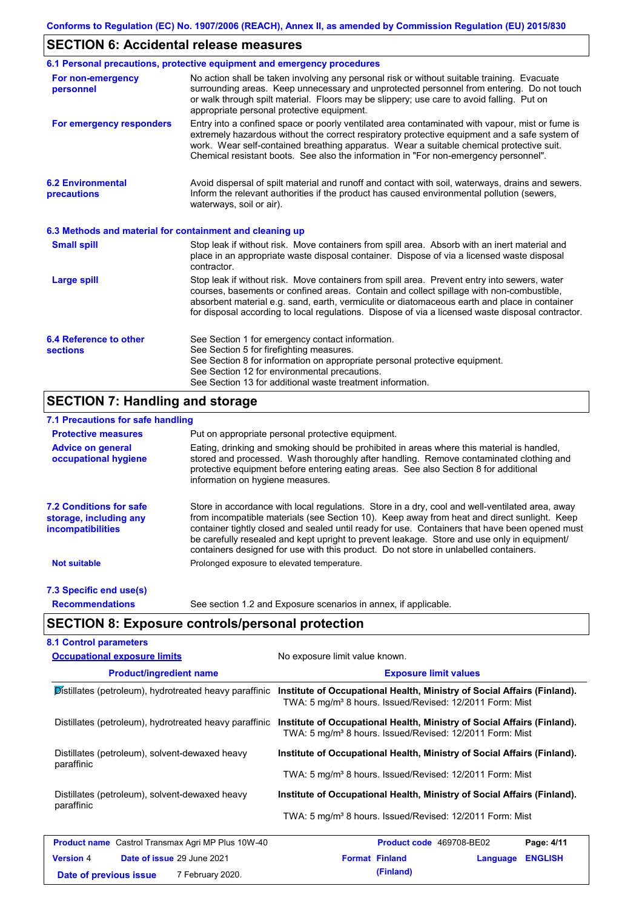## SECTION 6: Accidental release measures

### 6.1 Personal precautions, protective equipment and emergency procedures

**For non-emergency personnel**

No action shall be taken involving any personal risk or without suitable training. Evacuate surrounding areas. Keep unnecessary and unprotected personnel from entering. Do not touch or walk through spilt material. Floors may be slippery; use care to avoid falling. Put on appropriate personal protective equipment.

**For emergency responders**

Entry into a confined space or poorly ventilated area contaminated with vapour, mist or fume is extremely hazardous without the correct respiratory protective equipment and a safe system of work. Wear self-contained breathing apparatus. Wear a suitable chemical protective suit. Chemical resistant boots. See also the information in "For non-emergency personnel".

### 6.2 Environmental precautions

Avoid dispersal of spilt material and runoff and contact with soil, waterways, drains and sewers. Inform the relevant authorities if the product has caused environmental pollution (sewers, waterways, soil or air).

### 6.3 Methods and material for containment and cleaning up

**Small spill**

Stop leak if without risk. Move containers from spill area. Absorb with an inert material and place in an appropriate waste disposal container. Dispose of via a licensed waste disposal contractor.

**Large spill**

Stop leak if without risk. Move containers from spill area. Prevent entry into sewers, water courses, basements or confined areas. Contain and collect spillage with non-combustible, absorbent material e.g. sand, earth, vermiculite or diatomaceous earth and place in container for disposal according to local regulations. Dispose of via a licensed waste disposal contractor.

### 6.4 Reference to other sections

See Section 1 for emergency contact information.
See Section 5 for firefighting measures.
See Section 8 for information on appropriate personal protective equipment.
See Section 12 for environmental precautions.
See Section 13 for additional waste treatment information.

## SECTION 7: Handling and storage

### 7.1 Precautions for safe handling

**Protective measures**

Put on appropriate personal protective equipment.

**Advice on general occupational hygiene**

Eating, drinking and smoking should be prohibited in areas where this material is handled, stored and processed. Wash thoroughly after handling. Remove contaminated clothing and protective equipment before entering eating areas. See also Section 8 for additional information on hygiene measures.

### 7.2 Conditions for safe storage, including any incompatibilities

Store in accordance with local regulations. Store in a dry, cool and well-ventilated area, away from incompatible materials (see Section 10). Keep away from heat and direct sunlight. Keep container tightly closed and sealed until ready for use. Containers that have been opened must be carefully resealed and kept upright to prevent leakage. Store and use only in equipment/containers designed for use with this product. Do not store in unlabelled containers.

**Not suitable**

Prolonged exposure to elevated temperature.

### 7.3 Specific end use(s)

**Recommendations**

See section 1.2 and Exposure scenarios in annex, if applicable.

## SECTION 8: Exposure controls/personal protection

### 8.1 Control parameters

**Occupational exposure limits**

No exposure limit value known.

| Product/ingredient name | Exposure limit values |
|---|---|
| Distillates (petroleum), hydrotreated heavy paraffinic | **Institute of Occupational Health, Ministry of Social Affairs (Finland).** TWA: 5 mg/m³ 8 hours. Issued/Revised: 12/2011 Form: Mist |
| Distillates (petroleum), hydrotreated heavy paraffinic | **Institute of Occupational Health, Ministry of Social Affairs (Finland).** TWA: 5 mg/m³ 8 hours. Issued/Revised: 12/2011 Form: Mist |
| Distillates (petroleum), solvent-dewaxed heavy paraffinic | **Institute of Occupational Health, Ministry of Social Affairs (Finland).** TWA: 5 mg/m³ 8 hours. Issued/Revised: 12/2011 Form: Mist |
| Distillates (petroleum), solvent-dewaxed heavy paraffinic | **Institute of Occupational Health, Ministry of Social Affairs (Finland).** TWA: 5 mg/m³ 8 hours. Issued/Revised: 12/2011 Form: Mist |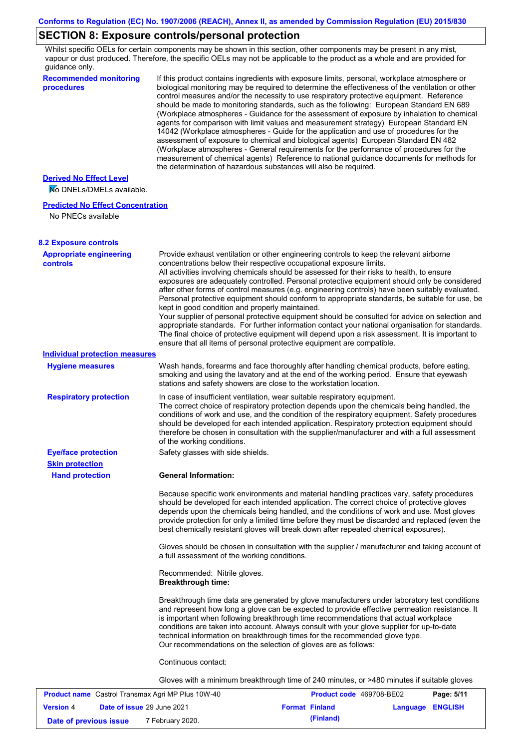## SECTION 8: Exposure controls/personal protection

Whilst specific OELs for certain components may be shown in this section, other components may be present in any mist, vapour or dust produced. Therefore, the specific OELs may not be applicable to the product as a whole and are provided for guidance only.

**Recommended monitoring procedures**

If this product contains ingredients with exposure limits, personal, workplace atmosphere or biological monitoring may be required to determine the effectiveness of the ventilation or other control measures and/or the necessity to use respiratory protective equipment. Reference should be made to monitoring standards, such as the following: European Standard EN 689 (Workplace atmospheres - Guidance for the assessment of exposure by inhalation to chemical agents for comparison with limit values and measurement strategy) European Standard EN 14042 (Workplace atmospheres - Guide for the application and use of procedures for the assessment of exposure to chemical and biological agents) European Standard EN 482 (Workplace atmospheres - General requirements for the performance of procedures for the measurement of chemical agents) Reference to national guidance documents for methods for the determination of hazardous substances will also be required.

**Derived No Effect Level**

No DNELs/DMELs available.

**Predicted No Effect Concentration**

No PNECs available

### 8.2 Exposure controls

**Appropriate engineering controls**

Provide exhaust ventilation or other engineering controls to keep the relevant airborne concentrations below their respective occupational exposure limits.
All activities involving chemicals should be assessed for their risks to health, to ensure exposures are adequately controlled. Personal protective equipment should only be considered after other forms of control measures (e.g. engineering controls) have been suitably evaluated. Personal protective equipment should conform to appropriate standards, be suitable for use, be kept in good condition and properly maintained.
Your supplier of personal protective equipment should be consulted for advice on selection and appropriate standards. For further information contact your national organisation for standards. The final choice of protective equipment will depend upon a risk assessment. It is important to ensure that all items of personal protective equipment are compatible.

**Individual protection measures**

**Hygiene measures**

Wash hands, forearms and face thoroughly after handling chemical products, before eating, smoking and using the lavatory and at the end of the working period. Ensure that eyewash stations and safety showers are close to the workstation location.

**Respiratory protection**

In case of insufficient ventilation, wear suitable respiratory equipment.
The correct choice of respiratory protection depends upon the chemicals being handled, the conditions of work and use, and the condition of the respiratory equipment. Safety procedures should be developed for each intended application. Respiratory protection equipment should therefore be chosen in consultation with the supplier/manufacturer and with a full assessment of the working conditions.

**Eye/face protection**

Safety glasses with side shields.

**Skin protection**

**Hand protection**

**General Information:**

Because specific work environments and material handling practices vary, safety procedures should be developed for each intended application. The correct choice of protective gloves depends upon the chemicals being handled, and the conditions of work and use. Most gloves provide protection for only a limited time before they must be discarded and replaced (even the best chemically resistant gloves will break down after repeated chemical exposures).

Gloves should be chosen in consultation with the supplier / manufacturer and taking account of a full assessment of the working conditions.

Recommended: Nitrile gloves.
**Breakthrough time:**

Breakthrough time data are generated by glove manufacturers under laboratory test conditions and represent how long a glove can be expected to provide effective permeation resistance. It is important when following breakthrough time recommendations that actual workplace conditions are taken into account. Always consult with your glove supplier for up-to-date technical information on breakthrough times for the recommended glove type.
Our recommendations on the selection of gloves are as follows:

Continuous contact:

Gloves with a minimum breakthrough time of 240 minutes, or >480 minutes if suitable gloves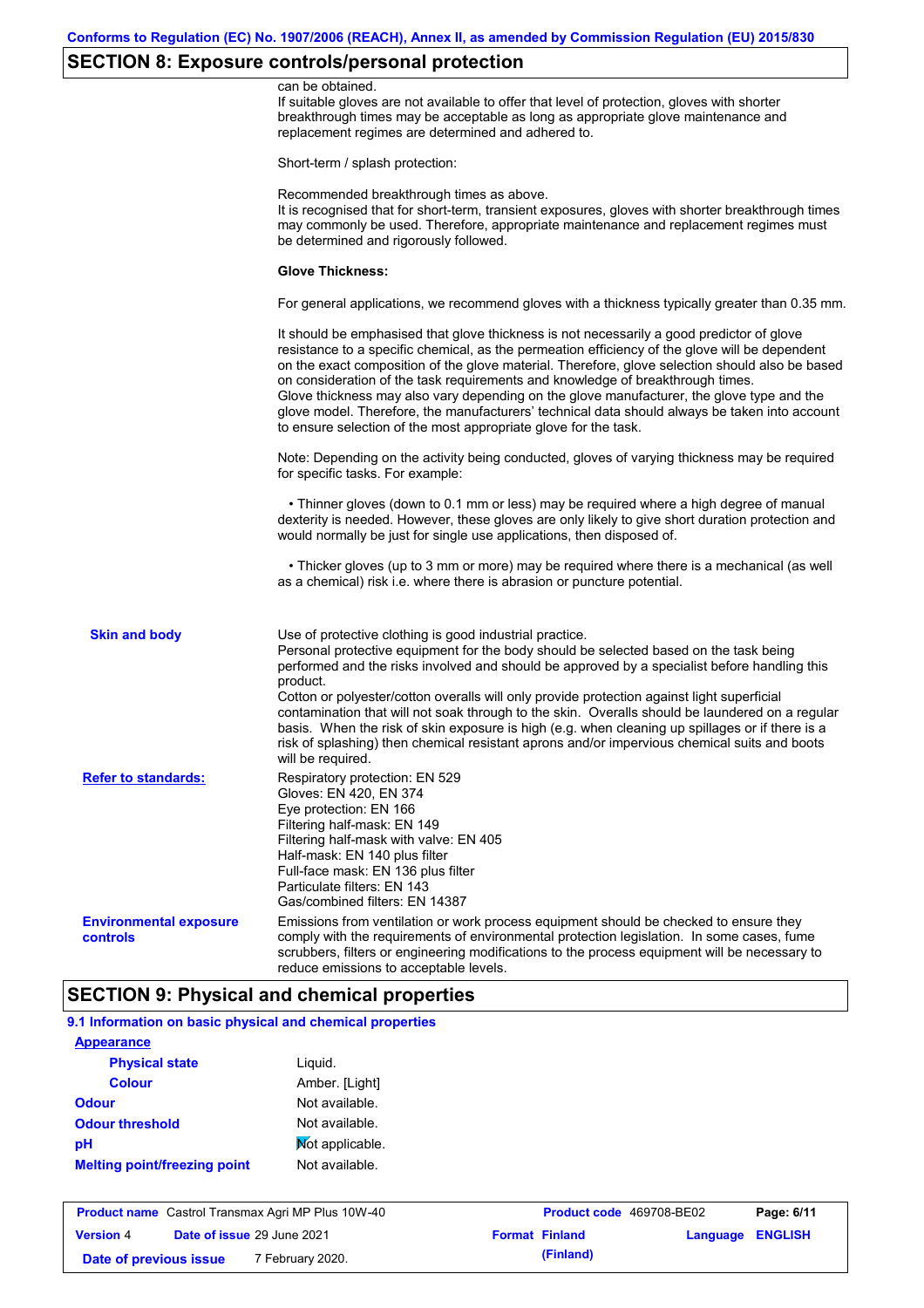## SECTION 8: Exposure controls/personal protection

can be obtained.
If suitable gloves are not available to offer that level of protection, gloves with shorter breakthrough times may be acceptable as long as appropriate glove maintenance and replacement regimes are determined and adhered to.

Short-term / splash protection:

Recommended breakthrough times as above.
It is recognised that for short-term, transient exposures, gloves with shorter breakthrough times may commonly be used. Therefore, appropriate maintenance and replacement regimes must be determined and rigorously followed.

**Glove Thickness:**

For general applications, we recommend gloves with a thickness typically greater than 0.35 mm.

It should be emphasised that glove thickness is not necessarily a good predictor of glove resistance to a specific chemical, as the permeation efficiency of the glove will be dependent on the exact composition of the glove material. Therefore, glove selection should also be based on consideration of the task requirements and knowledge of breakthrough times.
Glove thickness may also vary depending on the glove manufacturer, the glove type and the glove model. Therefore, the manufacturers' technical data should always be taken into account to ensure selection of the most appropriate glove for the task.

Note: Depending on the activity being conducted, gloves of varying thickness may be required for specific tasks. For example:

- Thinner gloves (down to 0.1 mm or less) may be required where a high degree of manual dexterity is needed. However, these gloves are only likely to give short duration protection and would normally be just for single use applications, then disposed of.

- Thicker gloves (up to 3 mm or more) may be required where there is a mechanical (as well as a chemical) risk i.e. where there is abrasion or puncture potential.

**Skin and body**

Use of protective clothing is good industrial practice.
Personal protective equipment for the body should be selected based on the task being performed and the risks involved and should be approved by a specialist before handling this product.
Cotton or polyester/cotton overalls will only provide protection against light superficial contamination that will not soak through to the skin. Overalls should be laundered on a regular basis. When the risk of skin exposure is high (e.g. when cleaning up spillages or if there is a risk of splashing) then chemical resistant aprons and/or impervious chemical suits and boots will be required.

**Refer to standards:**

Respiratory protection: EN 529
Gloves: EN 420, EN 374
Eye protection: EN 166
Filtering half-mask: EN 149
Filtering half-mask with valve: EN 405
Half-mask: EN 140 plus filter
Full-face mask: EN 136 plus filter
Particulate filters: EN 143
Gas/combined filters: EN 14387

**Environmental exposure controls**

Emissions from ventilation or work process equipment should be checked to ensure they comply with the requirements of environmental protection legislation. In some cases, fume scrubbers, filters or engineering modifications to the process equipment will be necessary to reduce emissions to acceptable levels.

## SECTION 9: Physical and chemical properties

### 9.1 Information on basic physical and chemical properties

**Appearance**

| | |
|---|---|
| **Physical state** | Liquid. |
| **Colour** | Amber. [Light] |
| **Odour** | Not available. |
| **Odour threshold** | Not available. |
| **pH** | Not applicable. |
| **Melting point/freezing point** | Not available. |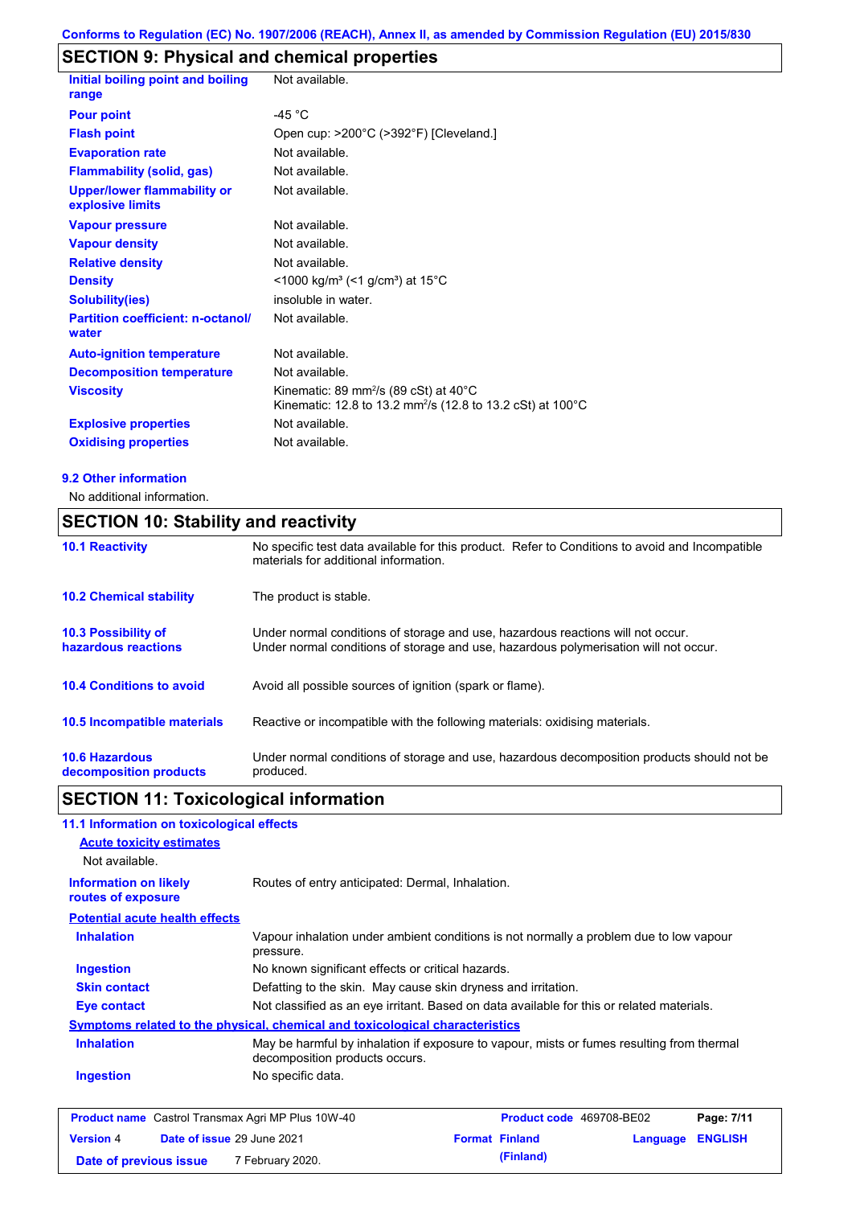## SECTION 9: Physical and chemical properties

| | |
|---|---|
| **Initial boiling point and boiling range** | Not available. |
| **Pour point** | -45 °C |
| **Flash point** | Open cup: >200°C (>392°F) [Cleveland.] |
| **Evaporation rate** | Not available. |
| **Flammability (solid, gas)** | Not available. |
| **Upper/lower flammability or explosive limits** | Not available. |
| **Vapour pressure** | Not available. |
| **Vapour density** | Not available. |
| **Relative density** | Not available. |
| **Density** | <1000 kg/m³ (<1 g/cm³) at 15°C |
| **Solubility(ies)** | insoluble in water. |
| **Partition coefficient: n-octanol/ water** | Not available. |
| **Auto-ignition temperature** | Not available. |
| **Decomposition temperature** | Not available. |
| **Viscosity** | Kinematic: 89 mm²/s (89 cSt) at 40°C<br>Kinematic: 12.8 to 13.2 mm²/s (12.8 to 13.2 cSt) at 100°C |
| **Explosive properties** | Not available. |
| **Oxidising properties** | Not available. |

### 9.2 Other information

No additional information.

## SECTION 10: Stability and reactivity

| | |
|---|---|
| **10.1 Reactivity** | No specific test data available for this product. Refer to Conditions to avoid and Incompatible materials for additional information. |
| **10.2 Chemical stability** | The product is stable. |
| **10.3 Possibility of hazardous reactions** | Under normal conditions of storage and use, hazardous reactions will not occur.<br>Under normal conditions of storage and use, hazardous polymerisation will not occur. |
| **10.4 Conditions to avoid** | Avoid all possible sources of ignition (spark or flame). |
| **10.5 Incompatible materials** | Reactive or incompatible with the following materials: oxidising materials. |
| **10.6 Hazardous decomposition products** | Under normal conditions of storage and use, hazardous decomposition products should not be produced. |

## SECTION 11: Toxicological information

### 11.1 Information on toxicological effects

**Acute toxicity estimates**

Not available.

| | |
|---|---|
| **Information on likely routes of exposure** | Routes of entry anticipated: Dermal, Inhalation. |

**Potential acute health effects**

| | |
|---|---|
| **Inhalation** | Vapour inhalation under ambient conditions is not normally a problem due to low vapour pressure. |
| **Ingestion** | No known significant effects or critical hazards. |
| **Skin contact** | Defatting to the skin. May cause skin dryness and irritation. |
| **Eye contact** | Not classified as an eye irritant. Based on data available for this or related materials. |

**Symptoms related to the physical, chemical and toxicological characteristics**

| | |
|---|---|
| **Inhalation** | May be harmful by inhalation if exposure to vapour, mists or fumes resulting from thermal decomposition products occurs. |
| **Ingestion** | No specific data. |

| | | | |
|---|---|---|---|
| **Product name** Castrol Transmax Agri MP Plus 10W-40 | | **Product code** 469708-BE02 | |
| **Version** 4 | **Date of issue** 29 June 2021 | **Format** Finland (Finland) | **Language** ENGLISH |
| **Date of previous issue** | 7 February 2020. | | |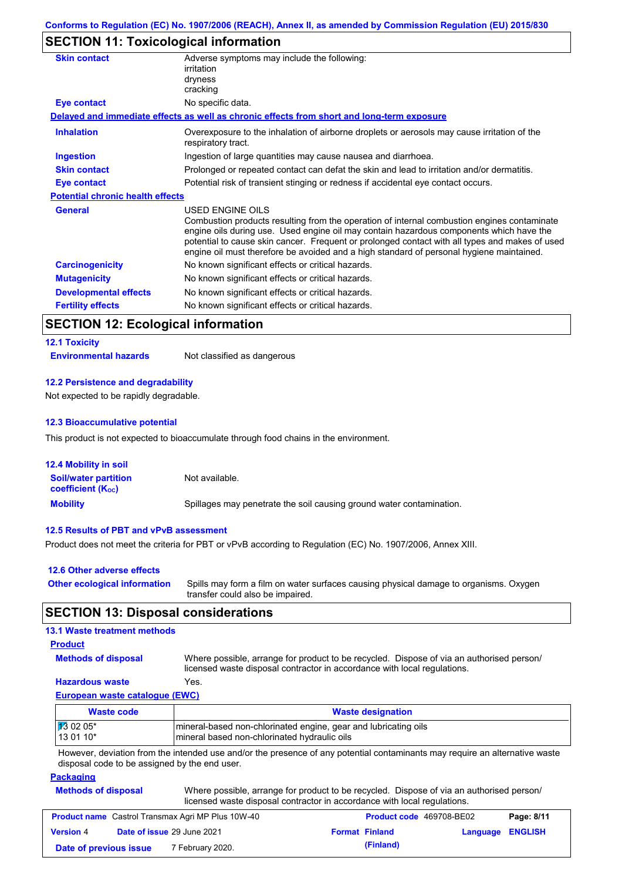Conforms to Regulation (EC) No. 1907/2006 (REACH), Annex II, as amended by Commission Regulation (EU) 2015/830

## SECTION 11: Toxicological information

| | |
|---|---|
| **Skin contact** | Adverse symptoms may include the following:<br>irritation<br>dryness<br>cracking |
| **Eye contact** | No specific data. |

**Delayed and immediate effects as well as chronic effects from short and long-term exposure**

| | |
|---|---|
| **Inhalation** | Overexposure to the inhalation of airborne droplets or aerosols may cause irritation of the respiratory tract. |
| **Ingestion** | Ingestion of large quantities may cause nausea and diarrhoea. |
| **Skin contact** | Prolonged or repeated contact can defat the skin and lead to irritation and/or dermatitis. |
| **Eye contact** | Potential risk of transient stinging or redness if accidental eye contact occurs. |

**Potential chronic health effects**

| | |
|---|---|
| **General** | USED ENGINE OILS<br>Combustion products resulting from the operation of internal combustion engines contaminate engine oils during use. Used engine oil may contain hazardous components which have the potential to cause skin cancer. Frequent or prolonged contact with all types and makes of used engine oil must therefore be avoided and a high standard of personal hygiene maintained. |
| **Carcinogenicity** | No known significant effects or critical hazards. |
| **Mutagenicity** | No known significant effects or critical hazards. |
| **Developmental effects** | No known significant effects or critical hazards. |
| **Fertility effects** | No known significant effects or critical hazards. |

## SECTION 12: Ecological information

### 12.1 Toxicity

**Environmental hazards** Not classified as dangerous

### 12.2 Persistence and degradability

Not expected to be rapidly degradable.

### 12.3 Bioaccumulative potential

This product is not expected to bioaccumulate through food chains in the environment.

### 12.4 Mobility in soil

| | |
|---|---|
| **Soil/water partition coefficient ($K_{OC}$)** | Not available. |
| **Mobility** | Spillages may penetrate the soil causing ground water contamination. |

### 12.5 Results of PBT and vPvB assessment

Product does not meet the criteria for PBT or vPvB according to Regulation (EC) No. 1907/2006, Annex XIII.

### 12.6 Other adverse effects

**Other ecological information** Spills may form a film on water surfaces causing physical damage to organisms. Oxygen transfer could also be impaired.

## SECTION 13: Disposal considerations

### 13.1 Waste treatment methods

**Product**

| | |
|---|---|
| **Methods of disposal** | Where possible, arrange for product to be recycled. Dispose of via an authorised person/ licensed waste disposal contractor in accordance with local regulations. |
| **Hazardous waste** | Yes. |

**European waste catalogue (EWC)**

| Waste code | Waste designation |
|---|---|
| 13 02 05*<br>13 01 10* | mineral-based non-chlorinated engine, gear and lubricating oils<br>mineral based non-chlorinated hydraulic oils |

However, deviation from the intended use and/or the presence of any potential contaminants may require an alternative waste disposal code to be assigned by the end user.

**Packaging**

| | |
|---|---|
| **Methods of disposal** | Where possible, arrange for product to be recycled. Dispose of via an authorised person/ licensed waste disposal contractor in accordance with local regulations. |

| | | | |
|---|---|---|---|
| **Product name** Castrol Transmax Agri MP Plus 10W-40 | | **Product code** 469708-BE02 | |
| **Version** 4 | **Date of issue** 29 June 2021 | **Format** Finland (Finland) | **Language** ENGLISH |
| **Date of previous issue** | 7 February 2020. | | |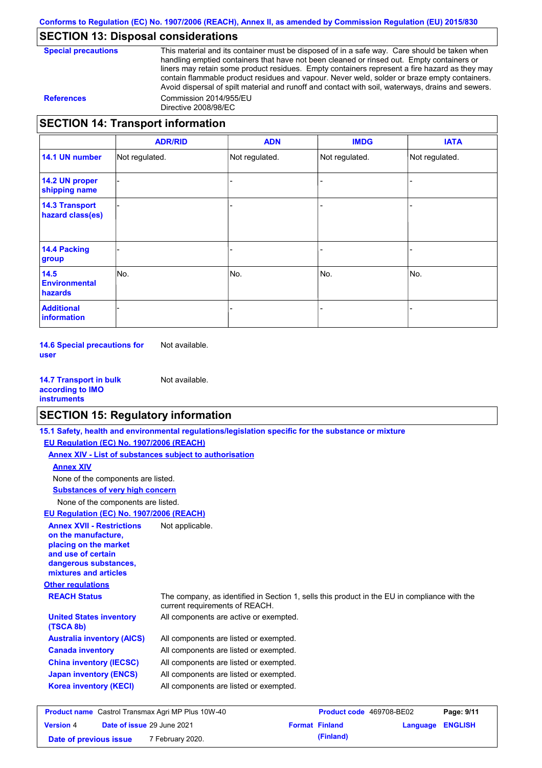## SECTION 13: Disposal considerations

**Special precautions**

This material and its container must be disposed of in a safe way. Care should be taken when handling emptied containers that have not been cleaned or rinsed out. Empty containers or liners may retain some product residues. Empty containers represent a fire hazard as they may contain flammable product residues and vapour. Never weld, solder or braze empty containers. Avoid dispersal of spilt material and runoff and contact with soil, waterways, drains and sewers.

**References**

Commission 2014/955/EU
Directive 2008/98/EC

## SECTION 14: Transport information

| | ADR/RID | ADN | IMDG | IATA |
|---|---|---|---|---|
| **14.1 UN number** | Not regulated. | Not regulated. | Not regulated. | Not regulated. |
| **14.2 UN proper shipping name** | - | - | - | - |
| **14.3 Transport hazard class(es)** | - | - | - | - |
| **14.4 Packing group** | - | - | - | - |
| **14.5 Environmental hazards** | No. | No. | No. | No. |
| **Additional information** | - | - | - | - |

**14.6 Special precautions for user** Not available.

**14.7 Transport in bulk according to IMO instruments** Not available.

## SECTION 15: Regulatory information

**15.1 Safety, health and environmental regulations/legislation specific for the substance or mixture**

**EU Regulation (EC) No. 1907/2006 (REACH)**

**Annex XIV - List of substances subject to authorisation**

**Annex XIV**

None of the components are listed.

**Substances of very high concern**

None of the components are listed.

**EU Regulation (EC) No. 1907/2006 (REACH)**

**Annex XVII - Restrictions on the manufacture, placing on the market and use of certain dangerous substances, mixtures and articles** Not applicable.

**Other regulations**

**REACH Status** The company, as identified in Section 1, sells this product in the EU in compliance with the current requirements of REACH.

**United States inventory (TSCA 8b)** All components are active or exempted.

**Australia inventory (AICS)** All components are listed or exempted.

**Canada inventory** All components are listed or exempted.

**China inventory (IECSC)** All components are listed or exempted.

**Japan inventory (ENCS)** All components are listed or exempted.

**Korea inventory (KECI)** All components are listed or exempted.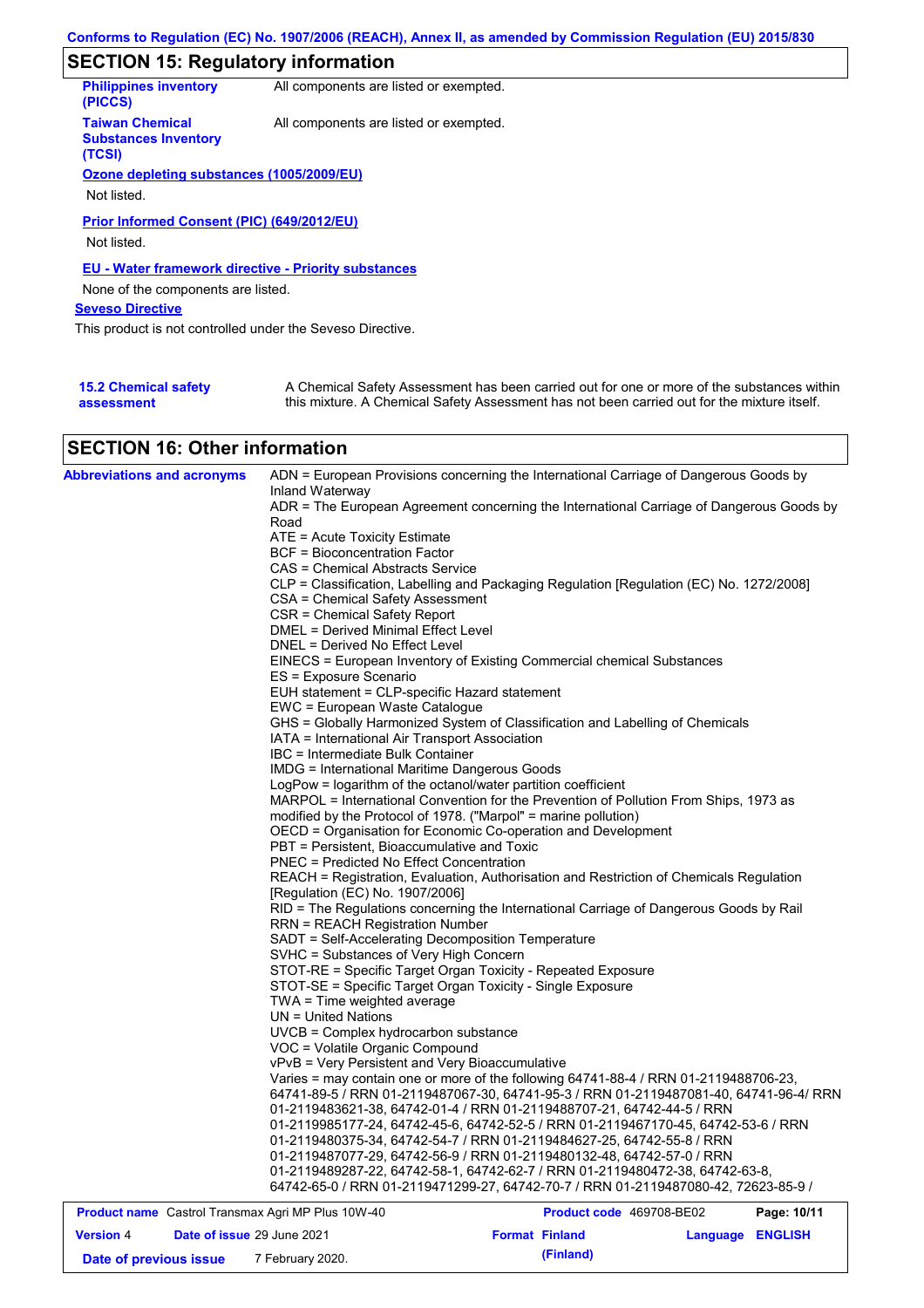## SECTION 15: Regulatory information

**Philippines inventory (PICCS)**: All components are listed or exempted.

**Taiwan Chemical Substances Inventory (TCSI)**: All components are listed or exempted.

**Ozone depleting substances (1005/2009/EU)**

Not listed.

**Prior Informed Consent (PIC) (649/2012/EU)**

Not listed.

**EU - Water framework directive - Priority substances**

None of the components are listed.

**Seveso Directive**

This product is not controlled under the Seveso Directive.

**15.2 Chemical safety assessment**: A Chemical Safety Assessment has been carried out for one or more of the substances within this mixture. A Chemical Safety Assessment has not been carried out for the mixture itself.

## SECTION 16: Other information

**Abbreviations and acronyms**

ADN = European Provisions concerning the International Carriage of Dangerous Goods by Inland Waterway
ADR = The European Agreement concerning the International Carriage of Dangerous Goods by Road
ATE = Acute Toxicity Estimate
BCF = Bioconcentration Factor
CAS = Chemical Abstracts Service
CLP = Classification, Labelling and Packaging Regulation [Regulation (EC) No. 1272/2008]
CSA = Chemical Safety Assessment
CSR = Chemical Safety Report
DMEL = Derived Minimal Effect Level
DNEL = Derived No Effect Level
EINECS = European Inventory of Existing Commercial chemical Substances
ES = Exposure Scenario
EUH statement = CLP-specific Hazard statement
EWC = European Waste Catalogue
GHS = Globally Harmonized System of Classification and Labelling of Chemicals
IATA = International Air Transport Association
IBC = Intermediate Bulk Container
IMDG = International Maritime Dangerous Goods
LogPow = logarithm of the octanol/water partition coefficient
MARPOL = International Convention for the Prevention of Pollution From Ships, 1973 as modified by the Protocol of 1978. ("Marpol" = marine pollution)
OECD = Organisation for Economic Co-operation and Development
PBT = Persistent, Bioaccumulative and Toxic
PNEC = Predicted No Effect Concentration
REACH = Registration, Evaluation, Authorisation and Restriction of Chemicals Regulation [Regulation (EC) No. 1907/2006]
RID = The Regulations concerning the International Carriage of Dangerous Goods by Rail
RRN = REACH Registration Number
SADT = Self-Accelerating Decomposition Temperature
SVHC = Substances of Very High Concern
STOT-RE = Specific Target Organ Toxicity - Repeated Exposure
STOT-SE = Specific Target Organ Toxicity - Single Exposure
TWA = Time weighted average
UN = United Nations
UVCB = Complex hydrocarbon substance
VOC = Volatile Organic Compound
vPvB = Very Persistent and Very Bioaccumulative
Varies = may contain one or more of the following 64741-88-4 / RRN 01-2119488706-23, 64741-89-5 / RRN 01-2119487067-30, 64741-95-3 / RRN 01-2119487081-40, 64741-96-4/ RRN 01-2119483621-38, 64742-01-4 / RRN 01-2119488707-21, 64742-44-5 / RRN 01-2119985177-24, 64742-45-6, 64742-52-5 / RRN 01-2119467170-45, 64742-53-6 / RRN 01-2119480375-34, 64742-54-7 / RRN 01-2119484627-25, 64742-55-8 / RRN 01-2119487077-29, 64742-56-9 / RRN 01-2119480132-48, 64742-57-0 / RRN 01-2119489287-22, 64742-58-1, 64742-62-7 / RRN 01-2119480472-38, 64742-63-8, 64742-65-0 / RRN 01-2119471299-27, 64742-70-7 / RRN 01-2119487080-42, 72623-85-9 /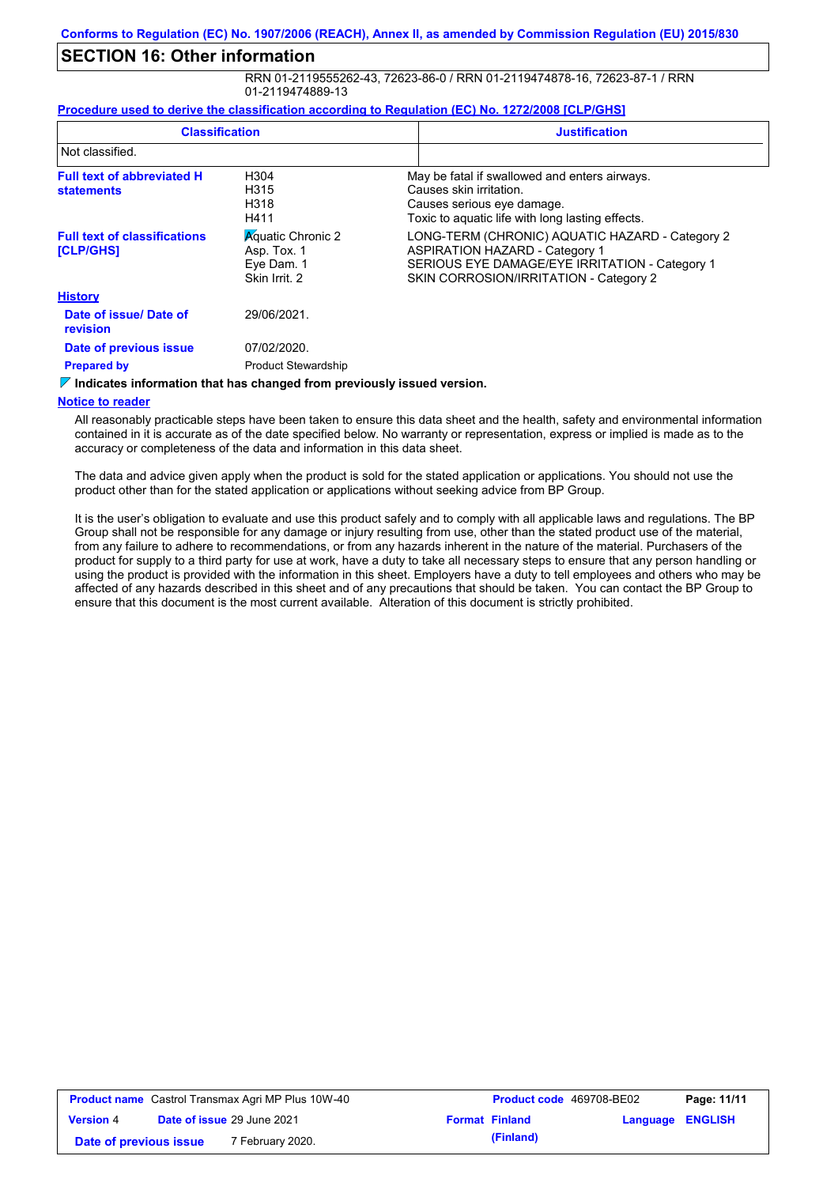## SECTION 16: Other information

RRN 01-2119555262-43, 72623-86-0 / RRN 01-2119474878-16, 72623-87-1 / RRN 01-2119474889-13

**Procedure used to derive the classification according to Regulation (EC) No. 1272/2008 [CLP/GHS]**

| Classification | Justification |
|---|---|
| Not classified. | |

**Full text of abbreviated H statements**

| | |
|---|---|
| H304 | May be fatal if swallowed and enters airways. |
| H315 | Causes skin irritation. |
| H318 | Causes serious eye damage. |
| H411 | Toxic to aquatic life with long lasting effects. |

**Full text of classifications [CLP/GHS]**

| | |
|---|---|
| Aquatic Chronic 2 | LONG-TERM (CHRONIC) AQUATIC HAZARD - Category 2 |
| Asp. Tox. 1 | ASPIRATION HAZARD - Category 1 |
| Eye Dam. 1 | SERIOUS EYE DAMAGE/EYE IRRITATION - Category 1 |
| Skin Irrit. 2 | SKIN CORROSION/IRRITATION - Category 2 |

**History**

**Date of issue/ Date of revision** 29/06/2021.

**Date of previous issue** 07/02/2020.

**Prepared by** Product Stewardship

**Indicates information that has changed from previously issued version.**

**Notice to reader**

All reasonably practicable steps have been taken to ensure this data sheet and the health, safety and environmental information contained in it is accurate as of the date specified below. No warranty or representation, express or implied is made as to the accuracy or completeness of the data and information in this data sheet.

The data and advice given apply when the product is sold for the stated application or applications. You should not use the product other than for the stated application or applications without seeking advice from BP Group.

It is the user's obligation to evaluate and use this product safely and to comply with all applicable laws and regulations. The BP Group shall not be responsible for any damage or injury resulting from use, other than the stated product use of the material, from any failure to adhere to recommendations, or from any hazards inherent in the nature of the material. Purchasers of the product for supply to a third party for use at work, have a duty to take all necessary steps to ensure that any person handling or using the product is provided with the information in this sheet. Employers have a duty to tell employees and others who may be affected of any hazards described in this sheet and of any precautions that should be taken. You can contact the BP Group to ensure that this document is the most current available. Alteration of this document is strictly prohibited.